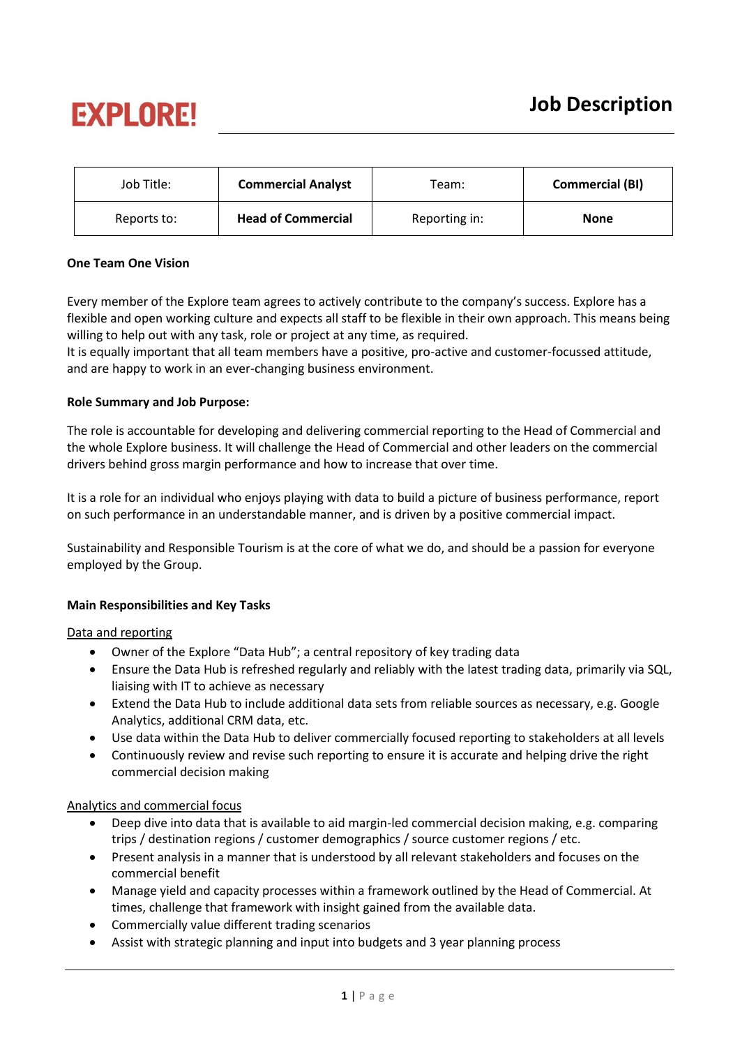EXPLORE!

# Job Description

| Job Title: | **Commercial Analyst** | Team: | **Commercial (BI)** |
|---|---|---|---|
| Reports to: | **Head of Commercial** | Reporting in: | **None** |

**One Team One Vision**

Every member of the Explore team agrees to actively contribute to the company's success. Explore has a flexible and open working culture and expects all staff to be flexible in their own approach. This means being willing to help out with any task, role or project at any time, as required.
It is equally important that all team members have a positive, pro-active and customer-focussed attitude, and are happy to work in an ever-changing business environment.

**Role Summary and Job Purpose:**

The role is accountable for developing and delivering commercial reporting to the Head of Commercial and the whole Explore business. It will challenge the Head of Commercial and other leaders on the commercial drivers behind gross margin performance and how to increase that over time.

It is a role for an individual who enjoys playing with data to build a picture of business performance, report on such performance in an understandable manner, and is driven by a positive commercial impact.

Sustainability and Responsible Tourism is at the core of what we do, and should be a passion for everyone employed by the Group.

**Main Responsibilities and Key Tasks**

<u>Data and reporting</u>

- Owner of the Explore "Data Hub"; a central repository of key trading data
- Ensure the Data Hub is refreshed regularly and reliably with the latest trading data, primarily via SQL, liaising with IT to achieve as necessary
- Extend the Data Hub to include additional data sets from reliable sources as necessary, e.g. Google Analytics, additional CRM data, etc.
- Use data within the Data Hub to deliver commercially focused reporting to stakeholders at all levels
- Continuously review and revise such reporting to ensure it is accurate and helping drive the right commercial decision making

<u>Analytics and commercial focus</u>

- Deep dive into data that is available to aid margin-led commercial decision making, e.g. comparing trips / destination regions / customer demographics / source customer regions / etc.
- Present analysis in a manner that is understood by all relevant stakeholders and focuses on the commercial benefit
- Manage yield and capacity processes within a framework outlined by the Head of Commercial. At times, challenge that framework with insight gained from the available data.
- Commercially value different trading scenarios
- Assist with strategic planning and input into budgets and 3 year planning process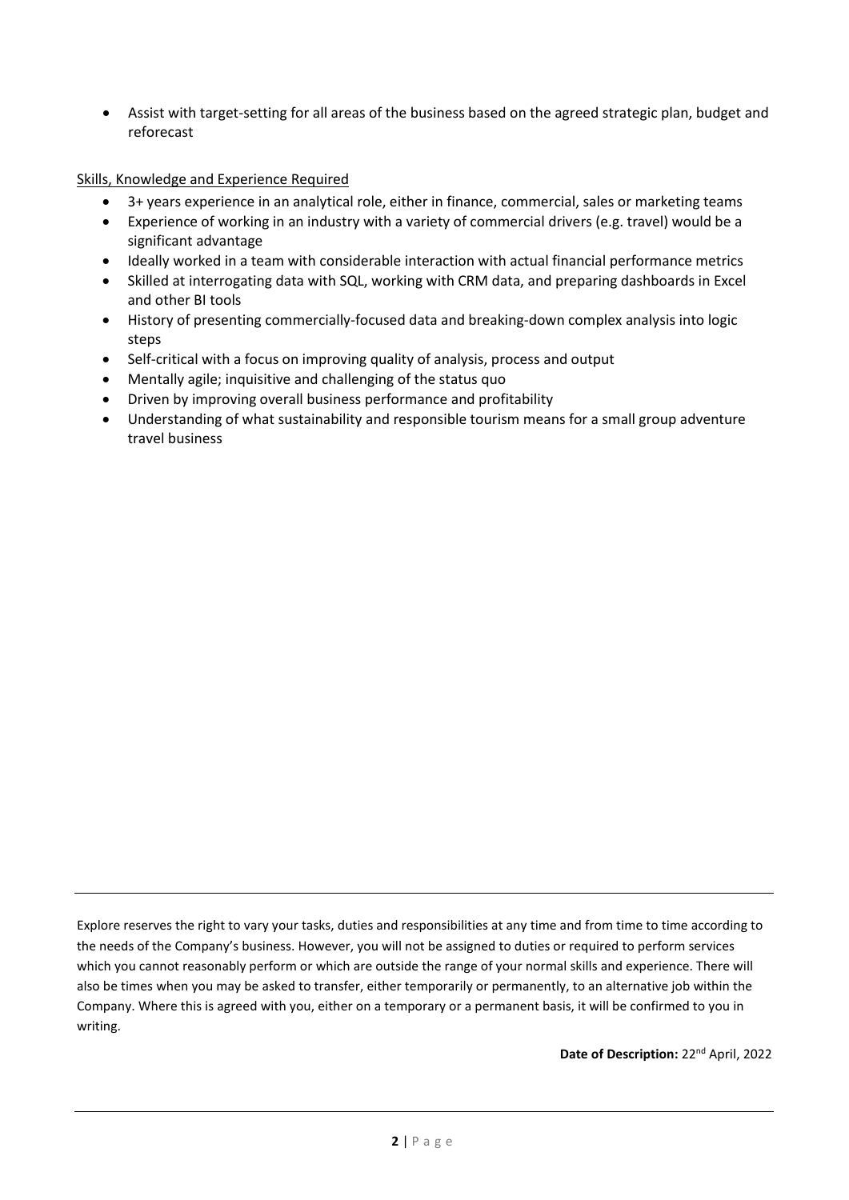- Assist with target-setting for all areas of the business based on the agreed strategic plan, budget and reforecast

Skills, Knowledge and Experience Required

- 3+ years experience in an analytical role, either in finance, commercial, sales or marketing teams
- Experience of working in an industry with a variety of commercial drivers (e.g. travel) would be a significant advantage
- Ideally worked in a team with considerable interaction with actual financial performance metrics
- Skilled at interrogating data with SQL, working with CRM data, and preparing dashboards in Excel and other BI tools
- History of presenting commercially-focused data and breaking-down complex analysis into logic steps
- Self-critical with a focus on improving quality of analysis, process and output
- Mentally agile; inquisitive and challenging of the status quo
- Driven by improving overall business performance and profitability
- Understanding of what sustainability and responsible tourism means for a small group adventure travel business

---

Explore reserves the right to vary your tasks, duties and responsibilities at any time and from time to time according to the needs of the Company's business. However, you will not be assigned to duties or required to perform services which you cannot reasonably perform or which are outside the range of your normal skills and experience. There will also be times when you may be asked to transfer, either temporarily or permanently, to an alternative job within the Company. Where this is agreed with you, either on a temporary or a permanent basis, it will be confirmed to you in writing.

**Date of Description:** 22nd April, 2022